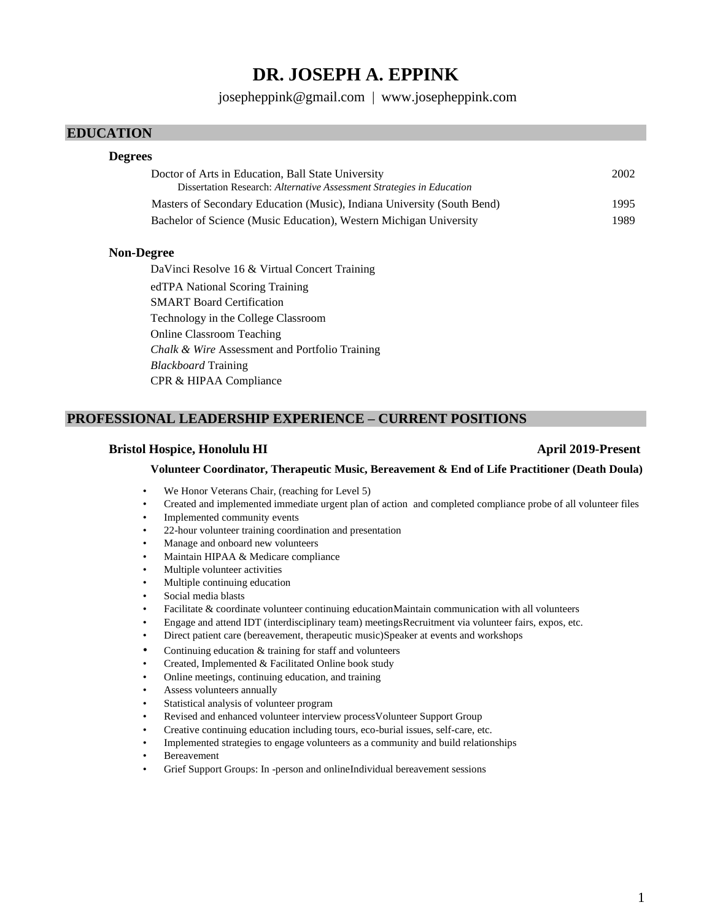# DR. JOSEPH A. EPPINK

josepheppink@gmail.com | www.josepheppink.com

## EDUCATION

### Degrees

| | |
|---|---|
| Doctor of Arts in Education, Ball State University<br>Dissertation Research: *Alternative Assessment Strategies in Education* | 2002 |
| Masters of Secondary Education (Music), Indiana University (South Bend) | 1995 |
| Bachelor of Science (Music Education), Western Michigan University | 1989 |

### Non-Degree

DaVinci Resolve 16 & Virtual Concert Training
edTPA National Scoring Training
SMART Board Certification
Technology in the College Classroom
Online Classroom Teaching
*Chalk & Wire* Assessment and Portfolio Training
*Blackboard* Training
CPR & HIPAA Compliance

## PROFESSIONAL LEADERSHIP EXPERIENCE – CURRENT POSITIONS

**Bristol Hospice, Honolulu HI** — **April 2019-Present**

**Volunteer Coordinator, Therapeutic Music, Bereavement & End of Life Practitioner (Death Doula)**

- We Honor Veterans Chair, (reaching for Level 5)
- Created and implemented immediate urgent plan of action and completed compliance probe of all volunteer files
- Implemented community events
- 22-hour volunteer training coordination and presentation
- Manage and onboard new volunteers
- Maintain HIPAA & Medicare compliance
- Multiple volunteer activities
- Multiple continuing education
- Social media blasts
- Facilitate & coordinate volunteer continuing educationMaintain communication with all volunteers
- Engage and attend IDT (interdisciplinary team) meetingsRecruitment via volunteer fairs, expos, etc.
- Direct patient care (bereavement, therapeutic music)Speaker at events and workshops
- Continuing education & training for staff and volunteers
- Created, Implemented & Facilitated Online book study
- Online meetings, continuing education, and training
- Assess volunteers annually
- Statistical analysis of volunteer program
- Revised and enhanced volunteer interview processVolunteer Support Group
- Creative continuing education including tours, eco-burial issues, self-care, etc.
- Implemented strategies to engage volunteers as a community and build relationships
- Bereavement
- Grief Support Groups: In -person and onlineIndividual bereavement sessions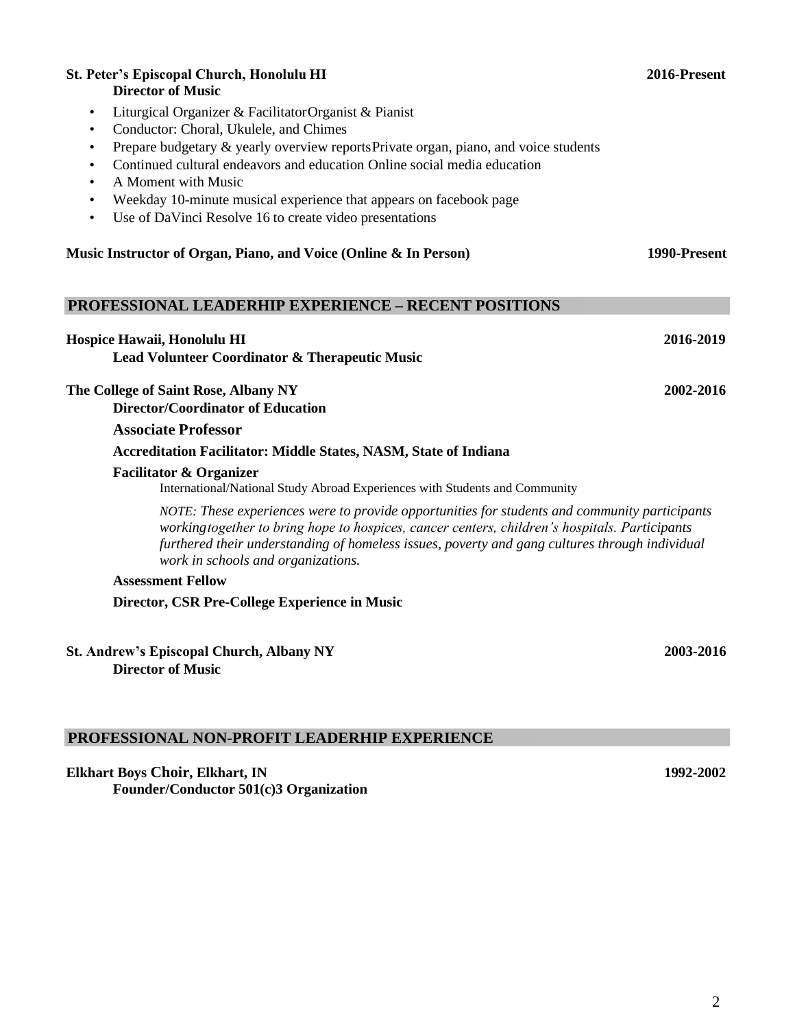**St. Peter's Episcopal Church, Honolulu HI** **2016-Present**
**Director of Music**

- Liturgical Organizer & FacilitatorOrganist & Pianist
- Conductor: Choral, Ukulele, and Chimes
- Prepare budgetary & yearly overview reportsPrivate organ, piano, and voice students
- Continued cultural endeavors and education Online social media education
- A Moment with Music
- Weekday 10-minute musical experience that appears on facebook page
- Use of DaVinci Resolve 16 to create video presentations

**Music Instructor of Organ, Piano, and Voice (Online & In Person)** **1990-Present**

## PROFESSIONAL LEADERHIP EXPERIENCE – RECENT POSITIONS

**Hospice Hawaii, Honolulu HI** **2016-2019**
**Lead Volunteer Coordinator & Therapeutic Music**

**The College of Saint Rose, Albany NY** **2002-2016**
**Director/Coordinator of Education**

**Associate Professor**

**Accreditation Facilitator: Middle States, NASM, State of Indiana**

**Facilitator & Organizer**
International/National Study Abroad Experiences with Students and Community

*NOTE: These experiences were to provide opportunities for students and community participants workingtogether to bring hope to hospices, cancer centers, children's hospitals. Participants furthered their understanding of homeless issues, poverty and gang cultures through individual work in schools and organizations.*

**Assessment Fellow**

**Director, CSR Pre-College Experience in Music**

**St. Andrew's Episcopal Church, Albany NY** **2003-2016**
**Director of Music**

## PROFESSIONAL NON-PROFIT LEADERHIP EXPERIENCE

**Elkhart Boys Choir, Elkhart, IN** **1992-2002**
**Founder/Conductor 501(c)3 Organization**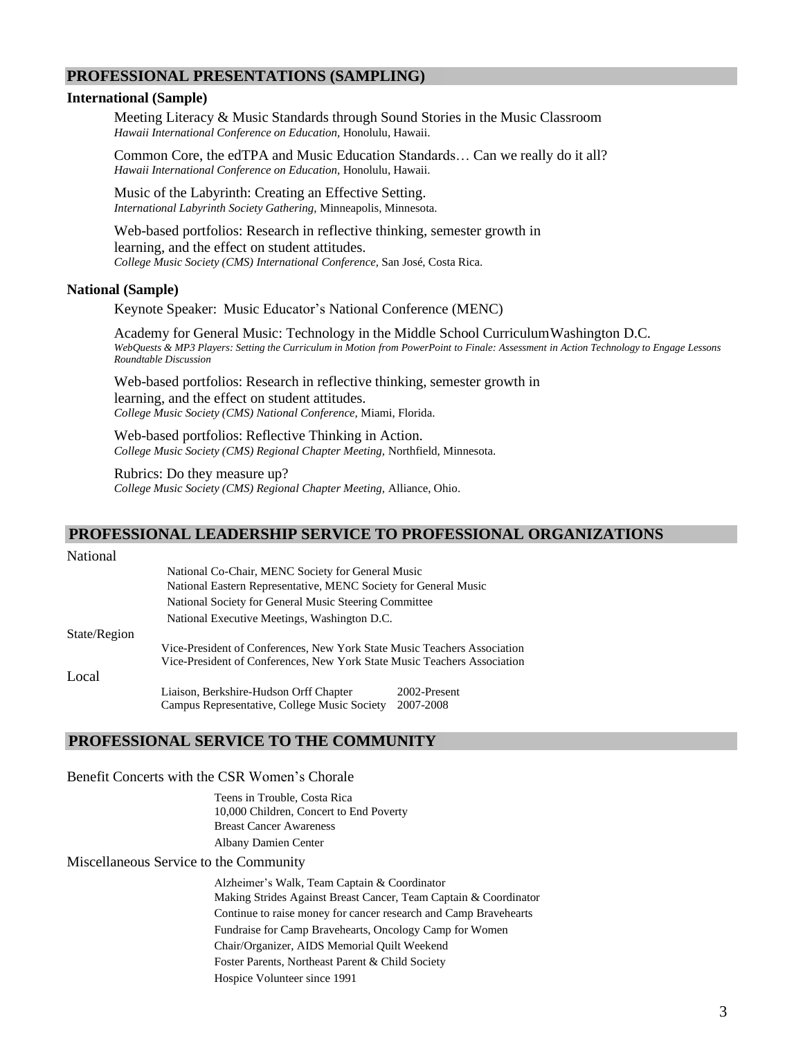## PROFESSIONAL PRESENTATIONS (SAMPLING)

### International (Sample)

Meeting Literacy & Music Standards through Sound Stories in the Music Classroom
*Hawaii International Conference on Education,* Honolulu, Hawaii.

Common Core, the edTPA and Music Education Standards… Can we really do it all?
*Hawaii International Conference on Education,* Honolulu, Hawaii.

Music of the Labyrinth: Creating an Effective Setting.
*International Labyrinth Society Gathering,* Minneapolis, Minnesota.

Web-based portfolios: Research in reflective thinking, semester growth in learning, and the effect on student attitudes.
*College Music Society (CMS) International Conference,* San José, Costa Rica.

### National (Sample)

Keynote Speaker: Music Educator's National Conference (MENC)

Academy for General Music: Technology in the Middle School Curriculum Washington D.C.
*WebQuests & MP3 Players: Setting the Curriculum in Motion from PowerPoint to Finale: Assessment in Action Technology to Engage Lessons Roundtable Discussion*

Web-based portfolios: Research in reflective thinking, semester growth in learning, and the effect on student attitudes.
*College Music Society (CMS) National Conference,* Miami, Florida.

Web-based portfolios: Reflective Thinking in Action.
*College Music Society (CMS) Regional Chapter Meeting,* Northfield, Minnesota.

Rubrics: Do they measure up?
*College Music Society (CMS) Regional Chapter Meeting,* Alliance, Ohio.

## PROFESSIONAL LEADERSHIP SERVICE TO PROFESSIONAL ORGANIZATIONS

National

- National Co-Chair, MENC Society for General Music
- National Eastern Representative, MENC Society for General Music
- National Society for General Music Steering Committee
- National Executive Meetings, Washington D.C.

State/Region

- Vice-President of Conferences, New York State Music Teachers Association
- Vice-President of Conferences, New York State Music Teachers Association

Local

- Liaison, Berkshire-Hudson Orff Chapter 2002-Present
- Campus Representative, College Music Society 2007-2008

## PROFESSIONAL SERVICE TO THE COMMUNITY

Benefit Concerts with the CSR Women's Chorale

- Teens in Trouble, Costa Rica
- 10,000 Children, Concert to End Poverty
- Breast Cancer Awareness
- Albany Damien Center

Miscellaneous Service to the Community

- Alzheimer's Walk, Team Captain & Coordinator
- Making Strides Against Breast Cancer, Team Captain & Coordinator
- Continue to raise money for cancer research and Camp Bravehearts
- Fundraise for Camp Bravehearts, Oncology Camp for Women
- Chair/Organizer, AIDS Memorial Quilt Weekend
- Foster Parents, Northeast Parent & Child Society
- Hospice Volunteer since 1991